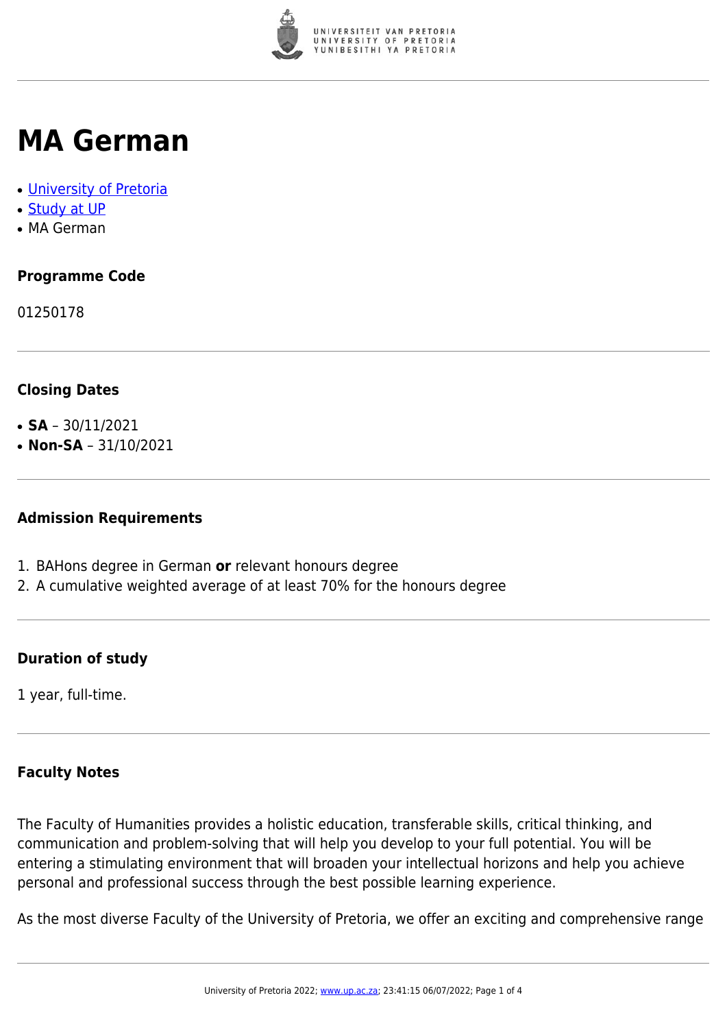# MA German

- [University of Pretoria]
- [Study at UP]
- MA German

### Programme Code

01250178

### Closing Dates

- **SA** – 30/11/2021
- **Non-SA** – 31/10/2021

### Admission Requirements

1. BAHons degree in German **or** relevant honours degree
2. A cumulative weighted average of at least 70% for the honours degree

### Duration of study

1 year, full-time.

### Faculty Notes

The Faculty of Humanities provides a holistic education, transferable skills, critical thinking, and communication and problem-solving that will help you develop to your full potential. You will be entering a stimulating environment that will broaden your intellectual horizons and help you achieve personal and professional success through the best possible learning experience.

As the most diverse Faculty of the University of Pretoria, we offer an exciting and comprehensive range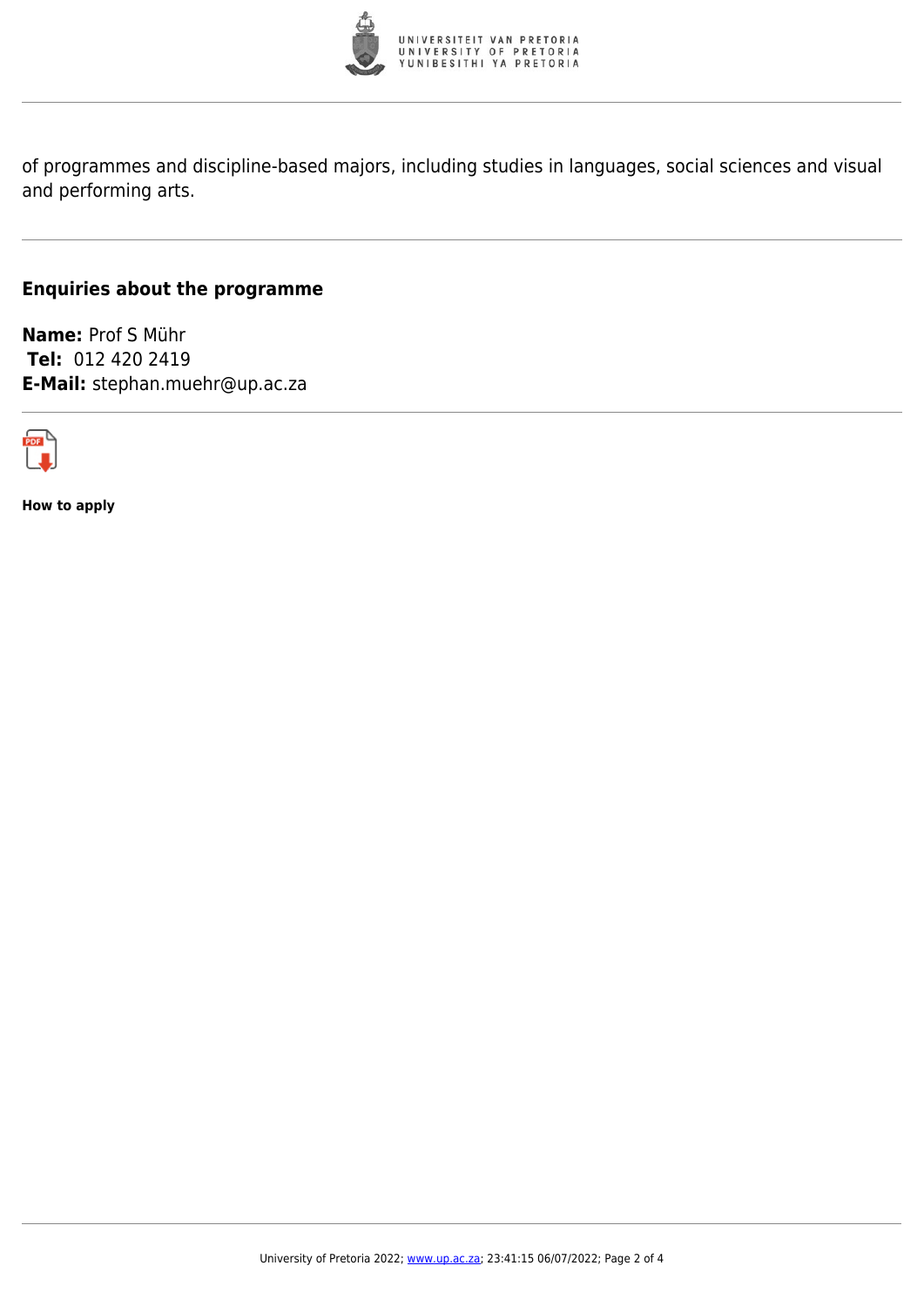of programmes and discipline-based majors, including studies in languages, social sciences and visual and performing arts.

## Enquiries about the programme

**Name:** Prof S Mühr
**Tel:** 012 420 2419
**E-Mail:** stephan.muehr@up.ac.za

**How to apply**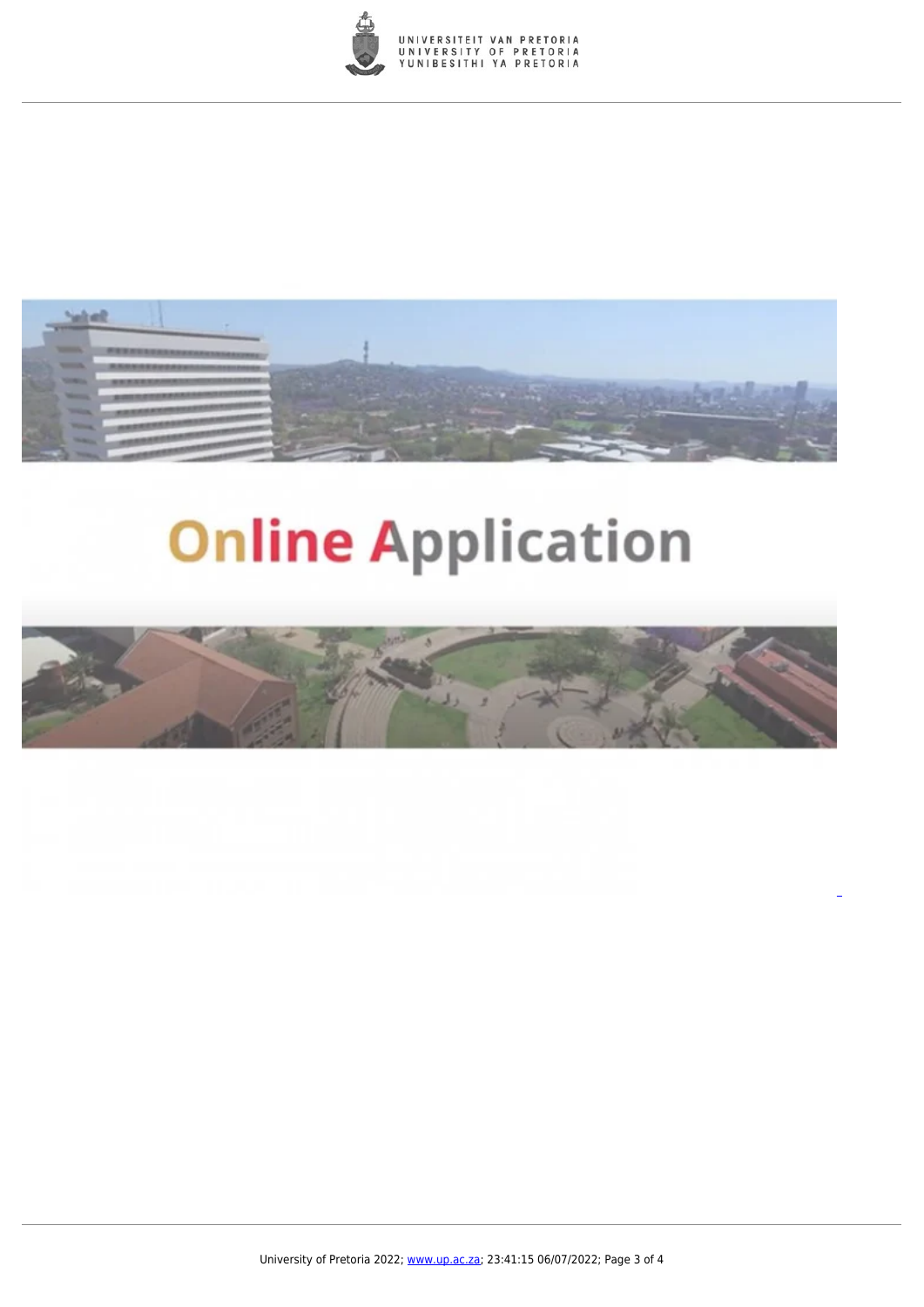Online Application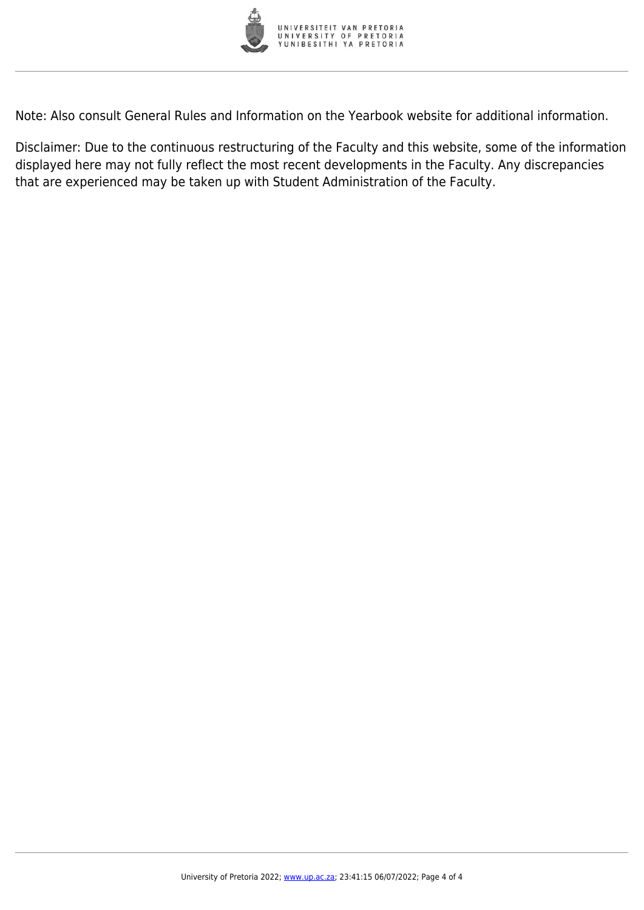Note: Also consult General Rules and Information on the Yearbook website for additional information.

Disclaimer: Due to the continuous restructuring of the Faculty and this website, some of the information displayed here may not fully reflect the most recent developments in the Faculty. Any discrepancies that are experienced may be taken up with Student Administration of the Faculty.